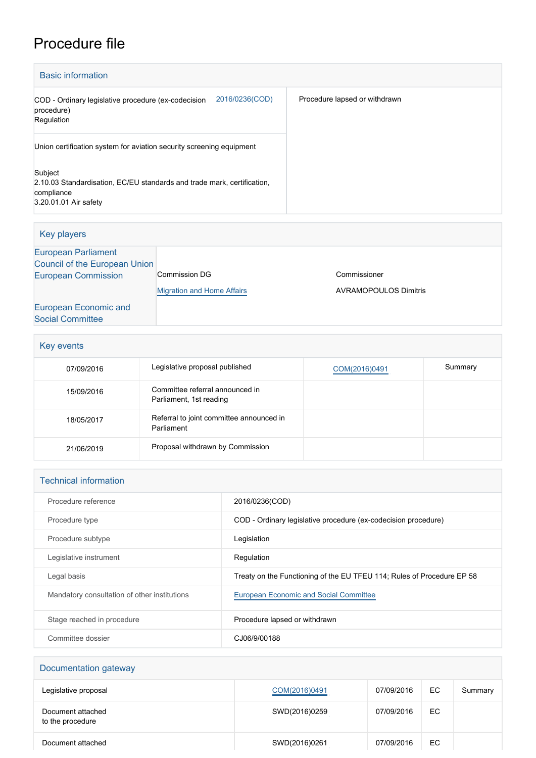# Procedure file

## Basic information

| | |
|---|---|
| COD - Ordinary legislative procedure (ex-codecision procedure)<br>Regulation | 2016/0236(COD) |
| Procedure lapsed or withdrawn | |

Union certification system for aviation security screening equipment

Subject
2.10.03 Standardisation, EC/EU standards and trade mark, certification, compliance
3.20.01.01 Air safety

## Key players

| | | |
|---|---|---|
| European Parliament | | |
| Council of the European Union | | |
| European Commission | Commission DG<br>Migration and Home Affairs | Commissioner<br>AVRAMOPOULOS Dimitris |
| European Economic and Social Committee | | |

## Key events

| | | | |
|---|---|---|---|
| 07/09/2016 | Legislative proposal published | COM(2016)0491 | Summary |
| 15/09/2016 | Committee referral announced in Parliament, 1st reading | | |
| 18/05/2017 | Referral to joint committee announced in Parliament | | |
| 21/06/2019 | Proposal withdrawn by Commission | | |

## Technical information

| | |
|---|---|
| Procedure reference | 2016/0236(COD) |
| Procedure type | COD - Ordinary legislative procedure (ex-codecision procedure) |
| Procedure subtype | Legislation |
| Legislative instrument | Regulation |
| Legal basis | Treaty on the Functioning of the EU TFEU 114; Rules of Procedure EP 58 |
| Mandatory consultation of other institutions | European Economic and Social Committee |
| Stage reached in procedure | Procedure lapsed or withdrawn |
| Committee dossier | CJ06/9/00188 |

## Documentation gateway

| | | | | | |
|---|---|---|---|---|---|
| Legislative proposal | | COM(2016)0491 | 07/09/2016 | EC | Summary |
| Document attached to the procedure | | SWD(2016)0259 | 07/09/2016 | EC | |
| Document attached | | SWD(2016)0261 | 07/09/2016 | EC | |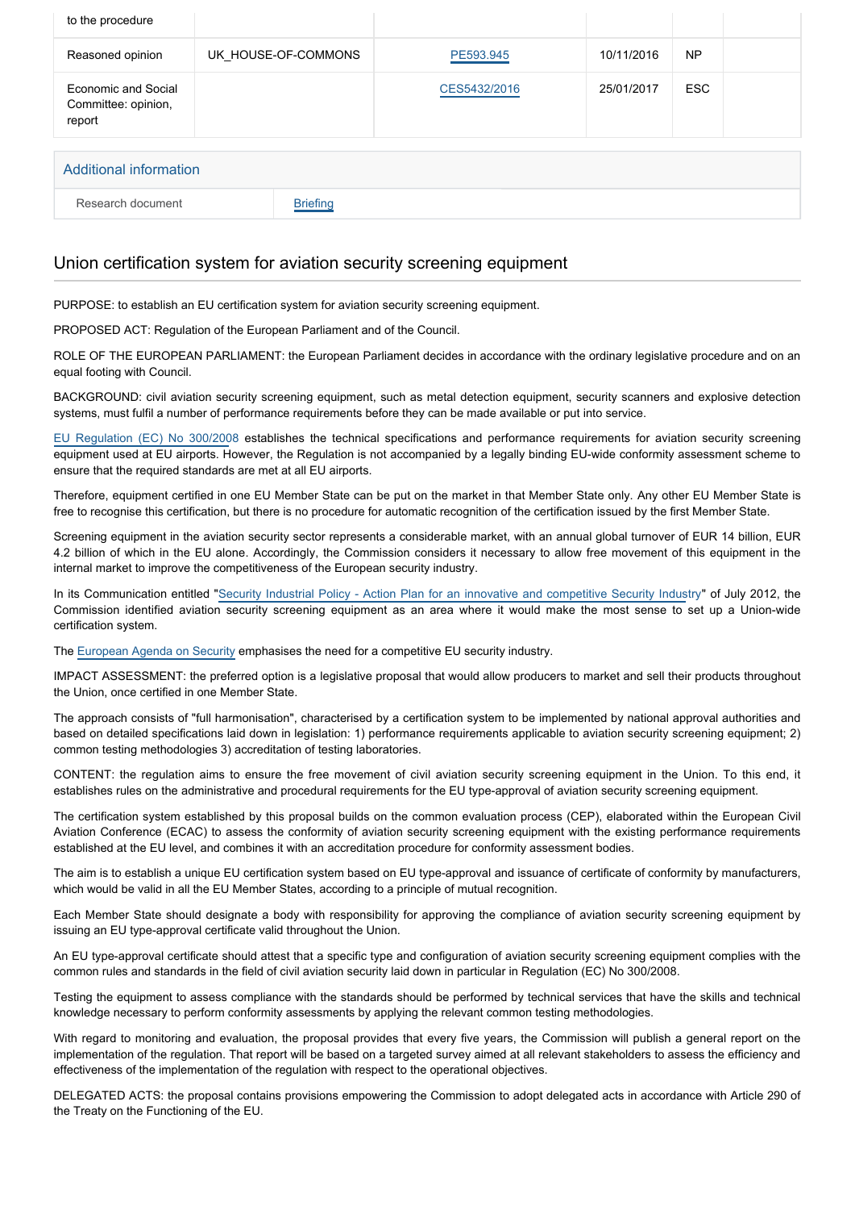| | | | | | |
|---|---|---|---|---|---|
| to the procedure | | | | | |
| Reasoned opinion | UK_HOUSE-OF-COMMONS | PE593.945 | 10/11/2016 | NP | |
| Economic and Social Committee: opinion, report | | CES5432/2016 | 25/01/2017 | ESC | |

## Additional information

| | |
|---|---|
| Research document | Briefing |

## Union certification system for aviation security screening equipment

PURPOSE: to establish an EU certification system for aviation security screening equipment.

PROPOSED ACT: Regulation of the European Parliament and of the Council.

ROLE OF THE EUROPEAN PARLIAMENT: the European Parliament decides in accordance with the ordinary legislative procedure and on an equal footing with Council.

BACKGROUND: civil aviation security screening equipment, such as metal detection equipment, security scanners and explosive detection systems, must fulfil a number of performance requirements before they can be made available or put into service.

EU Regulation (EC) No 300/2008 establishes the technical specifications and performance requirements for aviation security screening equipment used at EU airports. However, the Regulation is not accompanied by a legally binding EU-wide conformity assessment scheme to ensure that the required standards are met at all EU airports.

Therefore, equipment certified in one EU Member State can be put on the market in that Member State only. Any other EU Member State is free to recognise this certification, but there is no procedure for automatic recognition of the certification issued by the first Member State.

Screening equipment in the aviation security sector represents a considerable market, with an annual global turnover of EUR 14 billion, EUR 4.2 billion of which in the EU alone. Accordingly, the Commission considers it necessary to allow free movement of this equipment in the internal market to improve the competitiveness of the European security industry.

In its Communication entitled "Security Industrial Policy - Action Plan for an innovative and competitive Security Industry" of July 2012, the Commission identified aviation security screening equipment as an area where it would make the most sense to set up a Union-wide certification system.

The European Agenda on Security emphasises the need for a competitive EU security industry.

IMPACT ASSESSMENT: the preferred option is a legislative proposal that would allow producers to market and sell their products throughout the Union, once certified in one Member State.

The approach consists of "full harmonisation", characterised by a certification system to be implemented by national approval authorities and based on detailed specifications laid down in legislation: 1) performance requirements applicable to aviation security screening equipment; 2) common testing methodologies 3) accreditation of testing laboratories.

CONTENT: the regulation aims to ensure the free movement of civil aviation security screening equipment in the Union. To this end, it establishes rules on the administrative and procedural requirements for the EU type-approval of aviation security screening equipment.

The certification system established by this proposal builds on the common evaluation process (CEP), elaborated within the European Civil Aviation Conference (ECAC) to assess the conformity of aviation security screening equipment with the existing performance requirements established at the EU level, and combines it with an accreditation procedure for conformity assessment bodies.

The aim is to establish a unique EU certification system based on EU type-approval and issuance of certificate of conformity by manufacturers, which would be valid in all the EU Member States, according to a principle of mutual recognition.

Each Member State should designate a body with responsibility for approving the compliance of aviation security screening equipment by issuing an EU type-approval certificate valid throughout the Union.

An EU type-approval certificate should attest that a specific type and configuration of aviation security screening equipment complies with the common rules and standards in the field of civil aviation security laid down in particular in Regulation (EC) No 300/2008.

Testing the equipment to assess compliance with the standards should be performed by technical services that have the skills and technical knowledge necessary to perform conformity assessments by applying the relevant common testing methodologies.

With regard to monitoring and evaluation, the proposal provides that every five years, the Commission will publish a general report on the implementation of the regulation. That report will be based on a targeted survey aimed at all relevant stakeholders to assess the efficiency and effectiveness of the implementation of the regulation with respect to the operational objectives.

DELEGATED ACTS: the proposal contains provisions empowering the Commission to adopt delegated acts in accordance with Article 290 of the Treaty on the Functioning of the EU.